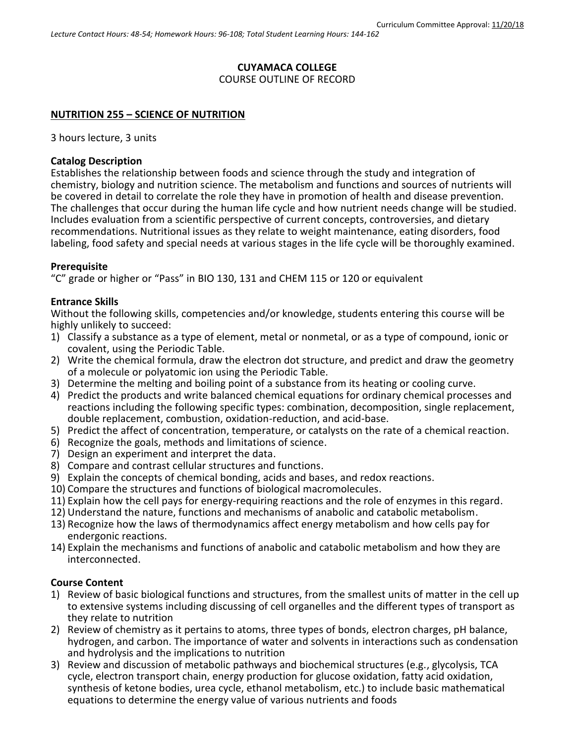Curriculum Committee Approval: 11/20/18

*Lecture Contact Hours: 48-54; Homework Hours: 96-108; Total Student Learning Hours: 144-162*

**CUYAMACA COLLEGE**
COURSE OUTLINE OF RECORD

## NUTRITION 255 – SCIENCE OF NUTRITION

3 hours lecture, 3 units

### Catalog Description

Establishes the relationship between foods and science through the study and integration of chemistry, biology and nutrition science. The metabolism and functions and sources of nutrients will be covered in detail to correlate the role they have in promotion of health and disease prevention. The challenges that occur during the human life cycle and how nutrient needs change will be studied. Includes evaluation from a scientific perspective of current concepts, controversies, and dietary recommendations. Nutritional issues as they relate to weight maintenance, eating disorders, food labeling, food safety and special needs at various stages in the life cycle will be thoroughly examined.

### Prerequisite

"C" grade or higher or "Pass" in BIO 130, 131 and CHEM 115 or 120 or equivalent

### Entrance Skills

Without the following skills, competencies and/or knowledge, students entering this course will be highly unlikely to succeed:

1) Classify a substance as a type of element, metal or nonmetal, or as a type of compound, ionic or covalent, using the Periodic Table.
2) Write the chemical formula, draw the electron dot structure, and predict and draw the geometry of a molecule or polyatomic ion using the Periodic Table.
3) Determine the melting and boiling point of a substance from its heating or cooling curve.
4) Predict the products and write balanced chemical equations for ordinary chemical processes and reactions including the following specific types: combination, decomposition, single replacement, double replacement, combustion, oxidation-reduction, and acid-base.
5) Predict the affect of concentration, temperature, or catalysts on the rate of a chemical reaction.
6) Recognize the goals, methods and limitations of science.
7) Design an experiment and interpret the data.
8) Compare and contrast cellular structures and functions.
9) Explain the concepts of chemical bonding, acids and bases, and redox reactions.
10) Compare the structures and functions of biological macromolecules.
11) Explain how the cell pays for energy-requiring reactions and the role of enzymes in this regard.
12) Understand the nature, functions and mechanisms of anabolic and catabolic metabolism.
13) Recognize how the laws of thermodynamics affect energy metabolism and how cells pay for endergonic reactions.
14) Explain the mechanisms and functions of anabolic and catabolic metabolism and how they are interconnected.

### Course Content

1) Review of basic biological functions and structures, from the smallest units of matter in the cell up to extensive systems including discussing of cell organelles and the different types of transport as they relate to nutrition
2) Review of chemistry as it pertains to atoms, three types of bonds, electron charges, pH balance, hydrogen, and carbon. The importance of water and solvents in interactions such as condensation and hydrolysis and the implications to nutrition
3) Review and discussion of metabolic pathways and biochemical structures (e.g., glycolysis, TCA cycle, electron transport chain, energy production for glucose oxidation, fatty acid oxidation, synthesis of ketone bodies, urea cycle, ethanol metabolism, etc.) to include basic mathematical equations to determine the energy value of various nutrients and foods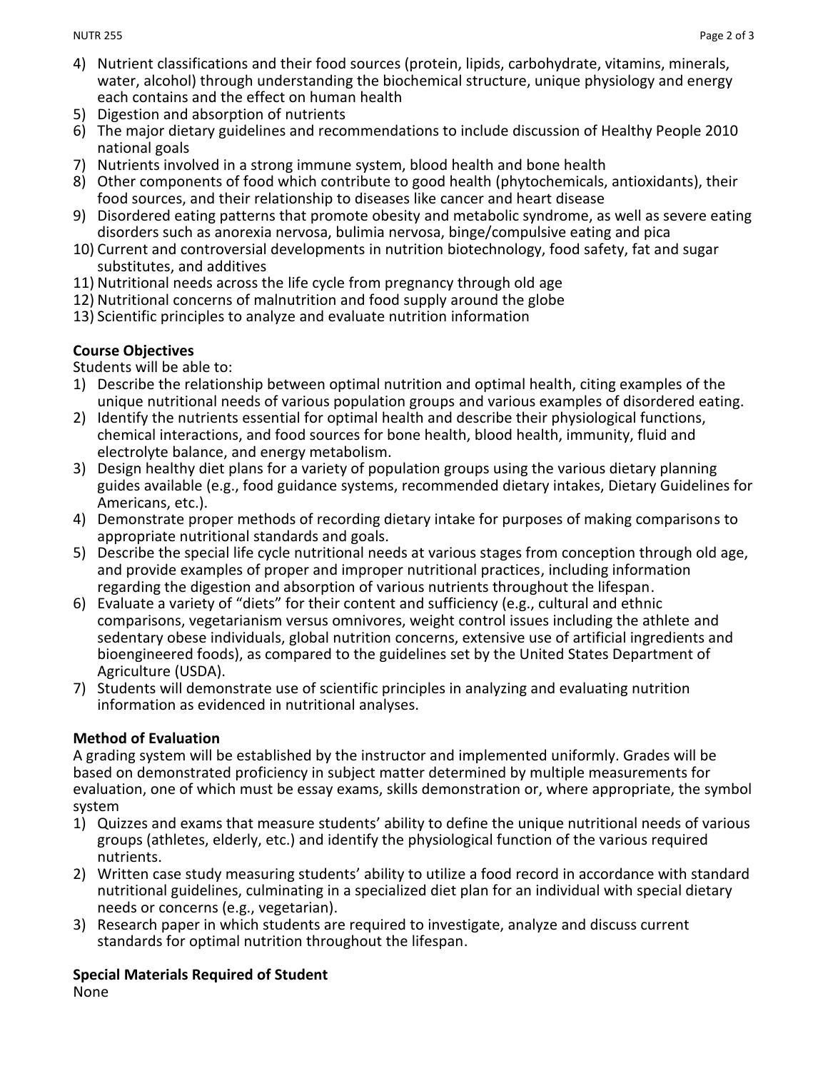4) Nutrient classifications and their food sources (protein, lipids, carbohydrate, vitamins, minerals, water, alcohol) through understanding the biochemical structure, unique physiology and energy each contains and the effect on human health
5) Digestion and absorption of nutrients
6) The major dietary guidelines and recommendations to include discussion of Healthy People 2010 national goals
7) Nutrients involved in a strong immune system, blood health and bone health
8) Other components of food which contribute to good health (phytochemicals, antioxidants), their food sources, and their relationship to diseases like cancer and heart disease
9) Disordered eating patterns that promote obesity and metabolic syndrome, as well as severe eating disorders such as anorexia nervosa, bulimia nervosa, binge/compulsive eating and pica
10) Current and controversial developments in nutrition biotechnology, food safety, fat and sugar substitutes, and additives
11) Nutritional needs across the life cycle from pregnancy through old age
12) Nutritional concerns of malnutrition and food supply around the globe
13) Scientific principles to analyze and evaluate nutrition information

**Course Objectives**

Students will be able to:

1) Describe the relationship between optimal nutrition and optimal health, citing examples of the unique nutritional needs of various population groups and various examples of disordered eating.
2) Identify the nutrients essential for optimal health and describe their physiological functions, chemical interactions, and food sources for bone health, blood health, immunity, fluid and electrolyte balance, and energy metabolism.
3) Design healthy diet plans for a variety of population groups using the various dietary planning guides available (e.g., food guidance systems, recommended dietary intakes, Dietary Guidelines for Americans, etc.).
4) Demonstrate proper methods of recording dietary intake for purposes of making comparisons to appropriate nutritional standards and goals.
5) Describe the special life cycle nutritional needs at various stages from conception through old age, and provide examples of proper and improper nutritional practices, including information regarding the digestion and absorption of various nutrients throughout the lifespan.
6) Evaluate a variety of "diets" for their content and sufficiency (e.g., cultural and ethnic comparisons, vegetarianism versus omnivores, weight control issues including the athlete and sedentary obese individuals, global nutrition concerns, extensive use of artificial ingredients and bioengineered foods), as compared to the guidelines set by the United States Department of Agriculture (USDA).
7) Students will demonstrate use of scientific principles in analyzing and evaluating nutrition information as evidenced in nutritional analyses.

**Method of Evaluation**

A grading system will be established by the instructor and implemented uniformly. Grades will be based on demonstrated proficiency in subject matter determined by multiple measurements for evaluation, one of which must be essay exams, skills demonstration or, where appropriate, the symbol system

1) Quizzes and exams that measure students' ability to define the unique nutritional needs of various groups (athletes, elderly, etc.) and identify the physiological function of the various required nutrients.
2) Written case study measuring students' ability to utilize a food record in accordance with standard nutritional guidelines, culminating in a specialized diet plan for an individual with special dietary needs or concerns (e.g., vegetarian).
3) Research paper in which students are required to investigate, analyze and discuss current standards for optimal nutrition throughout the lifespan.

**Special Materials Required of Student**

None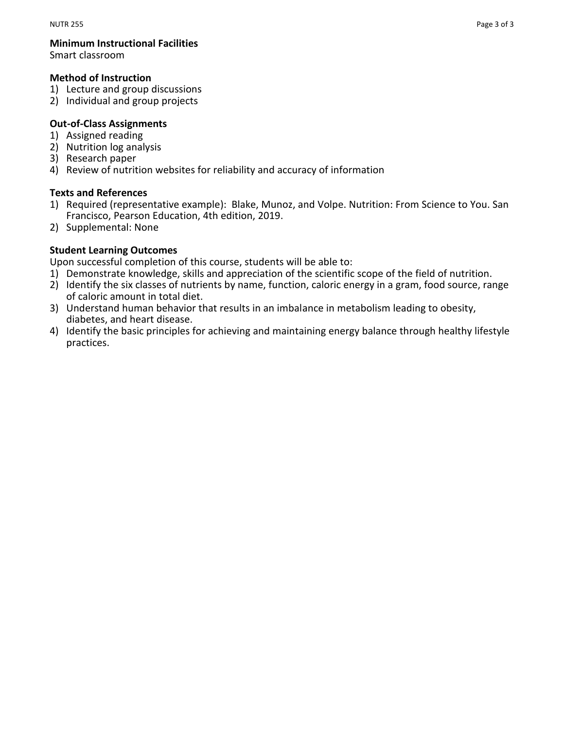**Minimum Instructional Facilities**
Smart classroom

**Method of Instruction**
1) Lecture and group discussions
2) Individual and group projects

**Out-of-Class Assignments**
1) Assigned reading
2) Nutrition log analysis
3) Research paper
4) Review of nutrition websites for reliability and accuracy of information

**Texts and References**
1) Required (representative example): Blake, Munoz, and Volpe. Nutrition: From Science to You. San Francisco, Pearson Education, 4th edition, 2019.
2) Supplemental: None

**Student Learning Outcomes**
Upon successful completion of this course, students will be able to:
1) Demonstrate knowledge, skills and appreciation of the scientific scope of the field of nutrition.
2) Identify the six classes of nutrients by name, function, caloric energy in a gram, food source, range of caloric amount in total diet.
3) Understand human behavior that results in an imbalance in metabolism leading to obesity, diabetes, and heart disease.
4) Identify the basic principles for achieving and maintaining energy balance through healthy lifestyle practices.